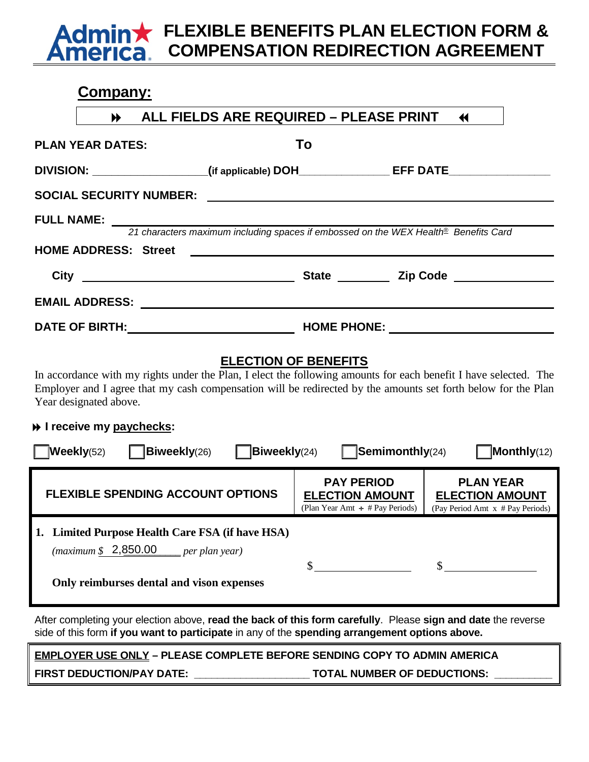# FLEXIBLE BENEFITS PLAN ELECTION FORM & COMPENSATION REDIRECTION AGREEMENT

## Company:

**⏩ ALL FIELDS ARE REQUIRED – PLEASE PRINT ⏪**

**PLAN YEAR DATES:** **To**

**DIVISION:** __________________ **(if applicable) DOH**_______________ **EFF DATE**________________

**SOCIAL SECURITY NUMBER:** ______________________________________________

**FULL NAME:** ______________________________________________

*21 characters maximum including spaces if embossed on the WEX Health® Benefits Card*

**HOME ADDRESS: Street** ______________________________________________

**City** ______________________ **State** __________ **Zip Code** ______________

**EMAIL ADDRESS:** ______________________________________________

**DATE OF BIRTH:** ______________________ **HOME PHONE:** ______________________

## ELECTION OF BENEFITS

In accordance with my rights under the Plan, I elect the following amounts for each benefit I have selected. The Employer and I agree that my cash compensation will be redirected by the amounts set forth below for the Plan Year designated above.

**⏩ I receive my paychecks:**

☐ **Weekly**(52) ☐ **Biweekly**(26) ☐ **Biweekly**(24) ☐ **Semimonthly**(24) ☐ **Monthly**(12)

| FLEXIBLE SPENDING ACCOUNT OPTIONS | PAY PERIOD ELECTION AMOUNT (Plan Year Amt ÷ # Pay Periods) | PLAN YEAR ELECTION AMOUNT (Pay Period Amt x # Pay Periods) |
|---|---|---|
| **1. Limited Purpose Health Care FSA (if have HSA)** *(maximum $ 2,850.00 per plan year)* **Only reimburses dental and vison expenses** | $ ____________ | $ ____________ |

After completing your election above, **read the back of this form carefully**. Please **sign and date** the reverse side of this form **if you want to participate** in any of the **spending arrangement options above.**

**EMPLOYER USE ONLY – PLEASE COMPLETE BEFORE SENDING COPY TO ADMIN AMERICA**

**FIRST DEDUCTION/PAY DATE:** ____________________ **TOTAL NUMBER OF DEDUCTIONS:** __________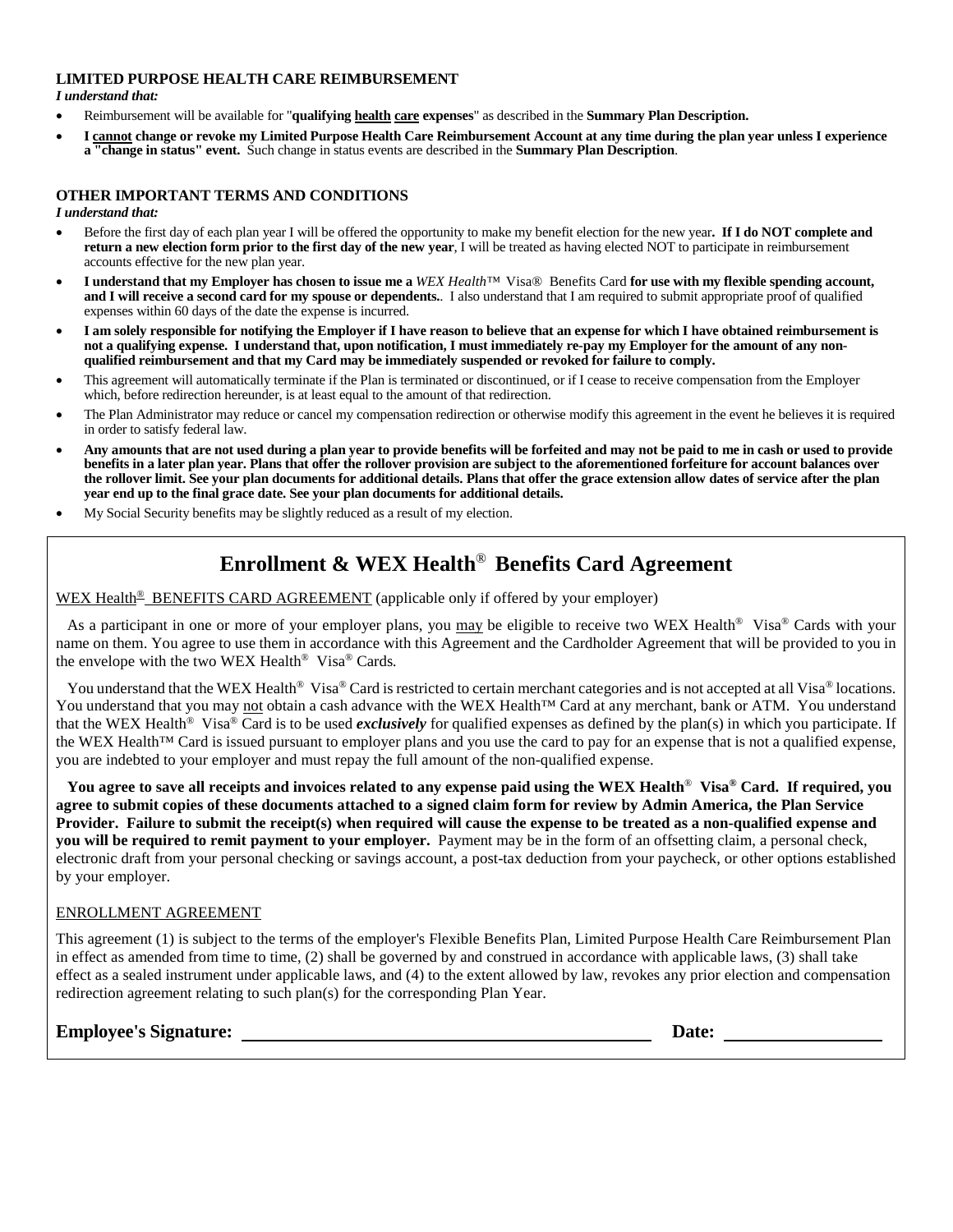### LIMITED PURPOSE HEALTH CARE REIMBURSEMENT

*I understand that:*

- Reimbursement will be available for "**qualifying health care expenses**" as described in the **Summary Plan Description.**
- **I cannot change or revoke my Limited Purpose Health Care Reimbursement Account at any time during the plan year unless I experience a "change in status" event.** Such change in status events are described in the **Summary Plan Description**.

### OTHER IMPORTANT TERMS AND CONDITIONS

*I understand that:*

- Before the first day of each plan year I will be offered the opportunity to make my benefit election for the new year**. If I do NOT complete and return a new election form prior to the first day of the new year**, I will be treated as having elected NOT to participate in reimbursement accounts effective for the new plan year.
- **I understand that my Employer has chosen to issue me a** *WEX Health™* Visa® Benefits Card **for use with my flexible spending account, and I will receive a second card for my spouse or dependents.**. I also understand that I am required to submit appropriate proof of qualified expenses within 60 days of the date the expense is incurred.
- **I am solely responsible for notifying the Employer if I have reason to believe that an expense for which I have obtained reimbursement is not a qualifying expense. I understand that, upon notification, I must immediately re-pay my Employer for the amount of any non-qualified reimbursement and that my Card may be immediately suspended or revoked for failure to comply.**
- This agreement will automatically terminate if the Plan is terminated or discontinued, or if I cease to receive compensation from the Employer which, before redirection hereunder, is at least equal to the amount of that redirection.
- The Plan Administrator may reduce or cancel my compensation redirection or otherwise modify this agreement in the event he believes it is required in order to satisfy federal law.
- **Any amounts that are not used during a plan year to provide benefits will be forfeited and may not be paid to me in cash or used to provide benefits in a later plan year. Plans that offer the rollover provision are subject to the aforementioned forfeiture for account balances over the rollover limit. See your plan documents for additional details. Plans that offer the grace extension allow dates of service after the plan year end up to the final grace date. See your plan documents for additional details.**
- My Social Security benefits may be slightly reduced as a result of my election.

## Enrollment & WEX Health® Benefits Card Agreement

WEX Health® BENEFITS CARD AGREEMENT (applicable only if offered by your employer)

As a participant in one or more of your employer plans, you may be eligible to receive two WEX Health® Visa® Cards with your name on them. You agree to use them in accordance with this Agreement and the Cardholder Agreement that will be provided to you in the envelope with the two WEX Health® Visa® Cards.

You understand that the WEX Health® Visa® Card is restricted to certain merchant categories and is not accepted at all Visa® locations. You understand that you may not obtain a cash advance with the WEX Health™ Card at any merchant, bank or ATM. You understand that the WEX Health® Visa® Card is to be used ***exclusively*** for qualified expenses as defined by the plan(s) in which you participate. If the WEX Health™ Card is issued pursuant to employer plans and you use the card to pay for an expense that is not a qualified expense, you are indebted to your employer and must repay the full amount of the non-qualified expense.

**You agree to save all receipts and invoices related to any expense paid using the WEX Health® Visa® Card. If required, you agree to submit copies of these documents attached to a signed claim form for review by Admin America, the Plan Service Provider. Failure to submit the receipt(s) when required will cause the expense to be treated as a non-qualified expense and you will be required to remit payment to your employer.** Payment may be in the form of an offsetting claim, a personal check, electronic draft from your personal checking or savings account, a post-tax deduction from your paycheck, or other options established by your employer.

ENROLLMENT AGREEMENT

This agreement (1) is subject to the terms of the employer's Flexible Benefits Plan, Limited Purpose Health Care Reimbursement Plan in effect as amended from time to time, (2) shall be governed by and construed in accordance with applicable laws, (3) shall take effect as a sealed instrument under applicable laws, and (4) to the extent allowed by law, revokes any prior election and compensation redirection agreement relating to such plan(s) for the corresponding Plan Year.

**Employee's Signature:** ______________________________ **Date:** ______________